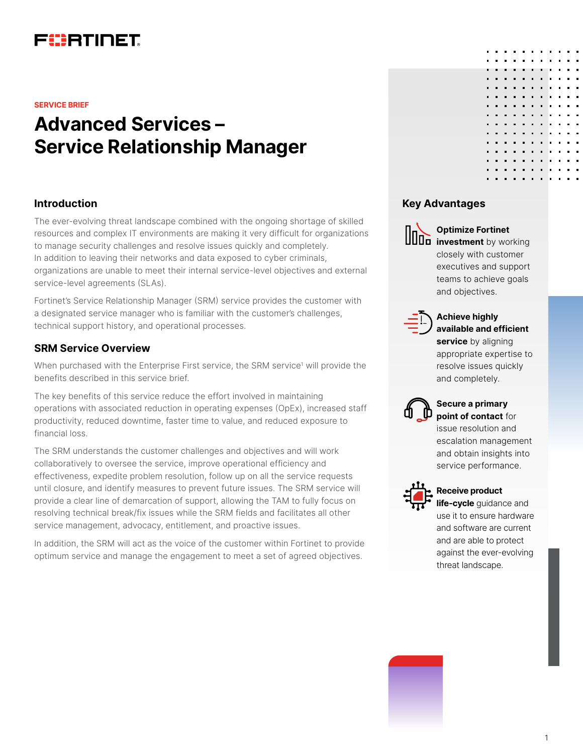SERVICE BRIEF

# Advanced Services – Service Relationship Manager

## Introduction

The ever-evolving threat landscape combined with the ongoing shortage of skilled resources and complex IT environments are making it very difficult for organizations to manage security challenges and resolve issues quickly and completely. In addition to leaving their networks and data exposed to cyber criminals, organizations are unable to meet their internal service-level objectives and external service-level agreements (SLAs).

Fortinet's Service Relationship Manager (SRM) service provides the customer with a designated service manager who is familiar with the customer's challenges, technical support history, and operational processes.

## SRM Service Overview

When purchased with the Enterprise First service, the SRM service[1] will provide the benefits described in this service brief.

The key benefits of this service reduce the effort involved in maintaining operations with associated reduction in operating expenses (OpEx), increased staff productivity, reduced downtime, faster time to value, and reduced exposure to financial loss.

The SRM understands the customer challenges and objectives and will work collaboratively to oversee the service, improve operational efficiency and effectiveness, expedite problem resolution, follow up on all the service requests until closure, and identify measures to prevent future issues. The SRM service will provide a clear line of demarcation of support, allowing the TAM to fully focus on resolving technical break/fix issues while the SRM fields and facilitates all other service management, advocacy, entitlement, and proactive issues.

In addition, the SRM will act as the voice of the customer within Fortinet to provide optimum service and manage the engagement to meet a set of agreed objectives.

## Key Advantages

- **Optimize Fortinet investment** by working closely with customer executives and support teams to achieve goals and objectives.
- **Achieve highly available and efficient service** by aligning appropriate expertise to resolve issues quickly and completely.
- **Secure a primary point of contact** for issue resolution and escalation management and obtain insights into service performance.
- **Receive product life-cycle** guidance and use it to ensure hardware and software are current and are able to protect against the ever-evolving threat landscape.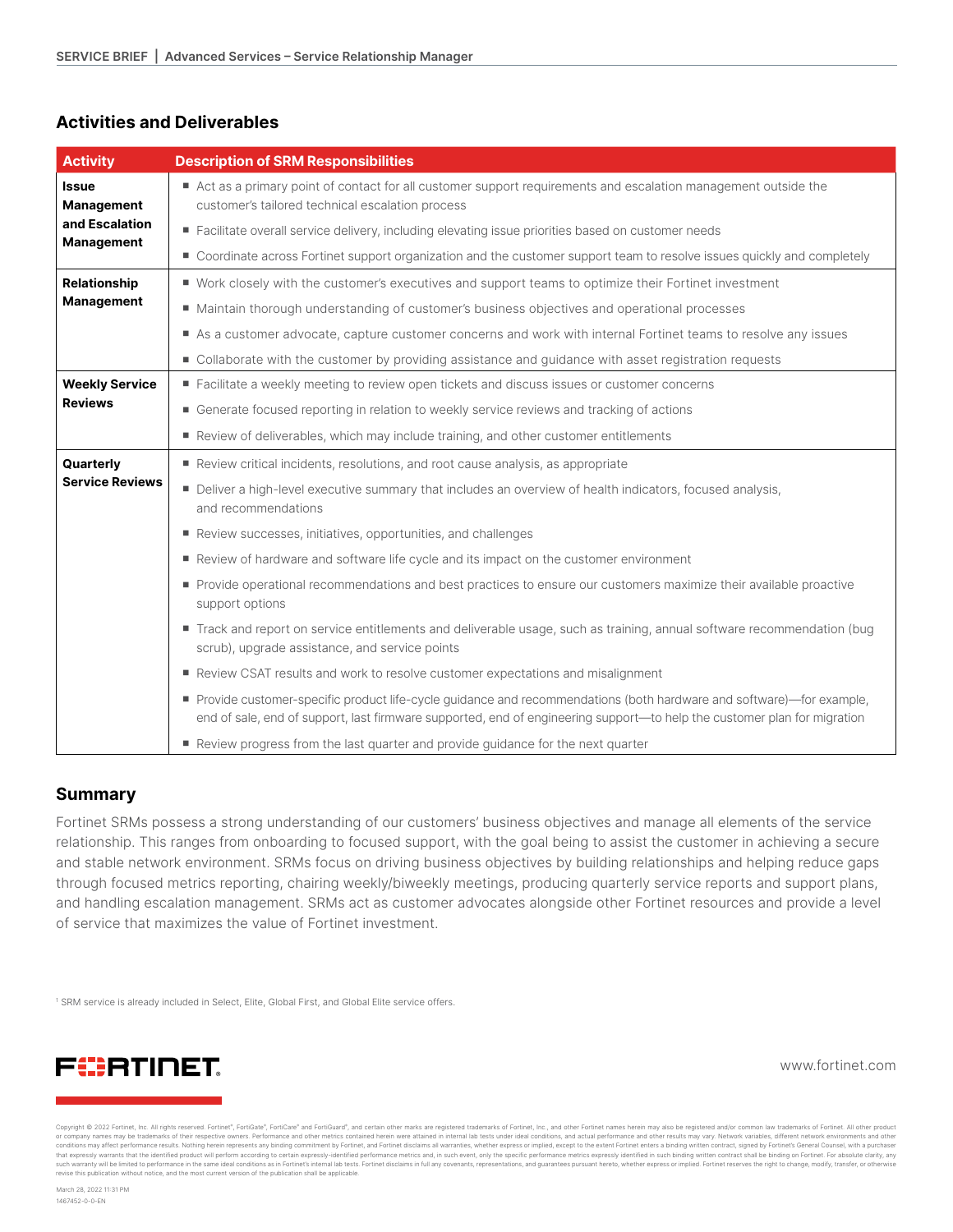## Activities and Deliverables

| Activity | Description of SRM Responsibilities |
|---|---|
| **Issue Management and Escalation Management** | ■ Act as a primary point of contact for all customer support requirements and escalation management outside the customer's tailored technical escalation process<br>■ Facilitate overall service delivery, including elevating issue priorities based on customer needs<br>■ Coordinate across Fortinet support organization and the customer support team to resolve issues quickly and completely |
| **Relationship Management** | ■ Work closely with the customer's executives and support teams to optimize their Fortinet investment<br>■ Maintain thorough understanding of customer's business objectives and operational processes<br>■ As a customer advocate, capture customer concerns and work with internal Fortinet teams to resolve any issues<br>■ Collaborate with the customer by providing assistance and guidance with asset registration requests |
| **Weekly Service Reviews** | ■ Facilitate a weekly meeting to review open tickets and discuss issues or customer concerns<br>■ Generate focused reporting in relation to weekly service reviews and tracking of actions<br>■ Review of deliverables, which may include training, and other customer entitlements |
| **Quarterly Service Reviews** | ■ Review critical incidents, resolutions, and root cause analysis, as appropriate<br>■ Deliver a high-level executive summary that includes an overview of health indicators, focused analysis, and recommendations<br>■ Review successes, initiatives, opportunities, and challenges<br>■ Review of hardware and software life cycle and its impact on the customer environment<br>■ Provide operational recommendations and best practices to ensure our customers maximize their available proactive support options<br>■ Track and report on service entitlements and deliverable usage, such as training, annual software recommendation (bug scrub), upgrade assistance, and service points<br>■ Review CSAT results and work to resolve customer expectations and misalignment<br>■ Provide customer-specific product life-cycle guidance and recommendations (both hardware and software)—for example, end of sale, end of support, last firmware supported, end of engineering support—to help the customer plan for migration<br>■ Review progress from the last quarter and provide guidance for the next quarter |

## Summary

Fortinet SRMs possess a strong understanding of our customers' business objectives and manage all elements of the service relationship. This ranges from onboarding to focused support, with the goal being to assist the customer in achieving a secure and stable network environment. SRMs focus on driving business objectives by building relationships and helping reduce gaps through focused metrics reporting, chairing weekly/biweekly meetings, producing quarterly service reports and support plans, and handling escalation management. SRMs act as customer advocates alongside other Fortinet resources and provide a level of service that maximizes the value of Fortinet investment.

[1] SRM service is already included in Select, Elite, Global First, and Global Elite service offers.

www.fortinet.com

Copyright © 2022 Fortinet, Inc. All rights reserved. Fortinet®, FortiGate®, FortiCare® and FortiGuard®, and certain other marks are registered trademarks of Fortinet, Inc., and other Fortinet names herein may also be registered and/or common law trademarks of Fortinet. All other product or company names may be trademarks of their respective owners. Performance and other metrics contained herein were attained in internal lab tests under ideal conditions, and actual performance and other results may vary. Network variables, different network environments and other conditions may affect performance results. Nothing herein represents any binding commitment by Fortinet, and Fortinet disclaims all warranties, whether express or implied, except to the extent Fortinet enters a binding written contract, signed by Fortinet's General Counsel, with a purchaser that expressly warrants that the identified product will perform according to certain expressly-identified performance metrics and, in such event, only the specific performance metrics expressly identified in such binding written contract shall be binding on Fortinet. For absolute clarity, any such warranty will be limited to performance in the same ideal conditions as in Fortinet's internal lab tests. Fortinet disclaims in full any covenants, representations, and guarantees pursuant hereto, whether express or implied. Fortinet reserves the right to change, modify, transfer, or otherwise revise this publication without notice, and the most current version of the publication shall be applicable.

March 28, 2022 11:31 PM
1467452-0-0-EN